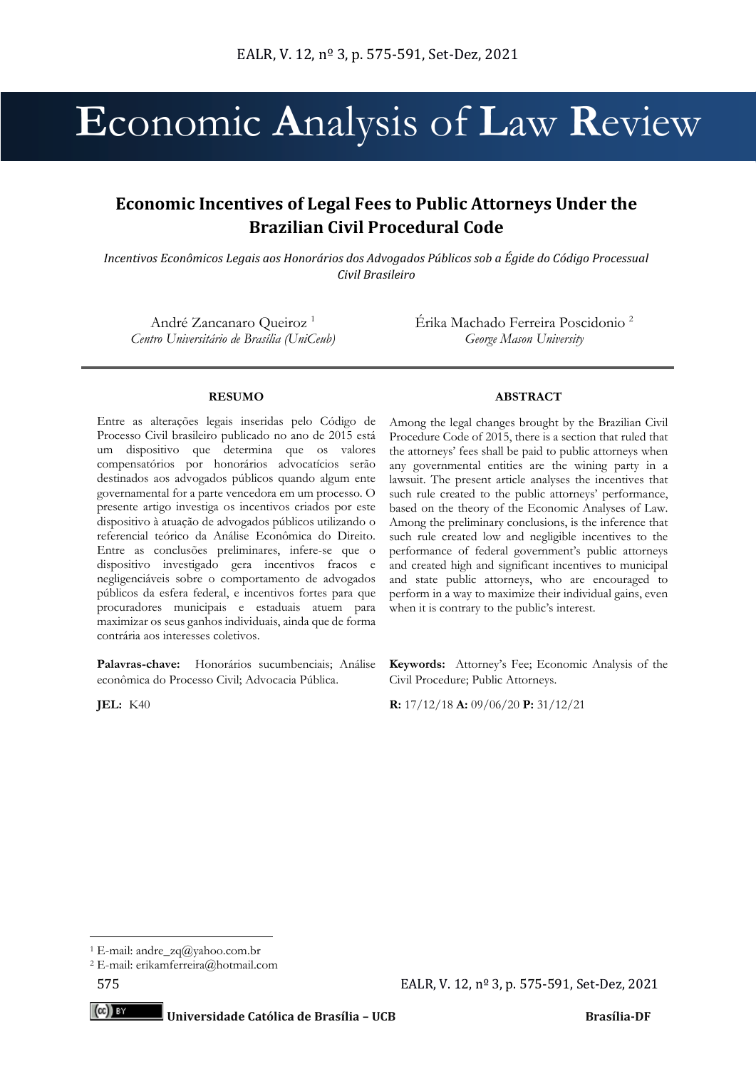# Economic Incentives of Legal Fees to Public Attorneys Under the Brazilian Civil Procedural Code

*Incentivos Econômicos Legais aos Honorários dos Advogados Públicos sob a Égide do Código Processual Civil Brasileiro*

André Zancanaro Queiroz [1]
*Centro Universitário de Brasília (UniCeub)*

Érika Machado Ferreira Poscidonio [2]
*George Mason University*

---

**RESUMO**

Entre as alterações legais inseridas pelo Código de Processo Civil brasileiro publicado no ano de 2015 está um dispositivo que determina que os valores compensatórios por honorários advocatícios serão destinados aos advogados públicos quando algum ente governamental for a parte vencedora em um processo. O presente artigo investiga os incentivos criados por este dispositivo à atuação de advogados públicos utilizando o referencial teórico da Análise Econômica do Direito. Entre as conclusões preliminares, infere-se que o dispositivo investigado gera incentivos fracos e negligenciáveis sobre o comportamento de advogados públicos da esfera federal, e incentivos fortes para que procuradores municipais e estaduais atuem para maximizar os seus ganhos individuais, ainda que de forma contrária aos interesses coletivos.

**Palavras-chave:** Honorários sucumbenciais; Análise econômica do Processo Civil; Advocacia Pública.

**JEL:** K40

**ABSTRACT**

Among the legal changes brought by the Brazilian Civil Procedure Code of 2015, there is a section that ruled that the attorneys' fees shall be paid to public attorneys when any governmental entities are the wining party in a lawsuit. The present article analyses the incentives that such rule created to the public attorneys' performance, based on the theory of the Economic Analyses of Law. Among the preliminary conclusions, is the inference that such rule created low and negligible incentives to the performance of federal government's public attorneys and created high and significant incentives to municipal and state public attorneys, who are encouraged to perform in a way to maximize their individual gains, even when it is contrary to the public's interest.

**Keywords:** Attorney's Fee; Economic Analysis of the Civil Procedure; Public Attorneys.

**R:** 17/12/18 **A:** 09/06/20 **P:** 31/12/21

---

[1] E-mail: andre_zq@yahoo.com.br

[2] E-mail: erikamferreira@hotmail.com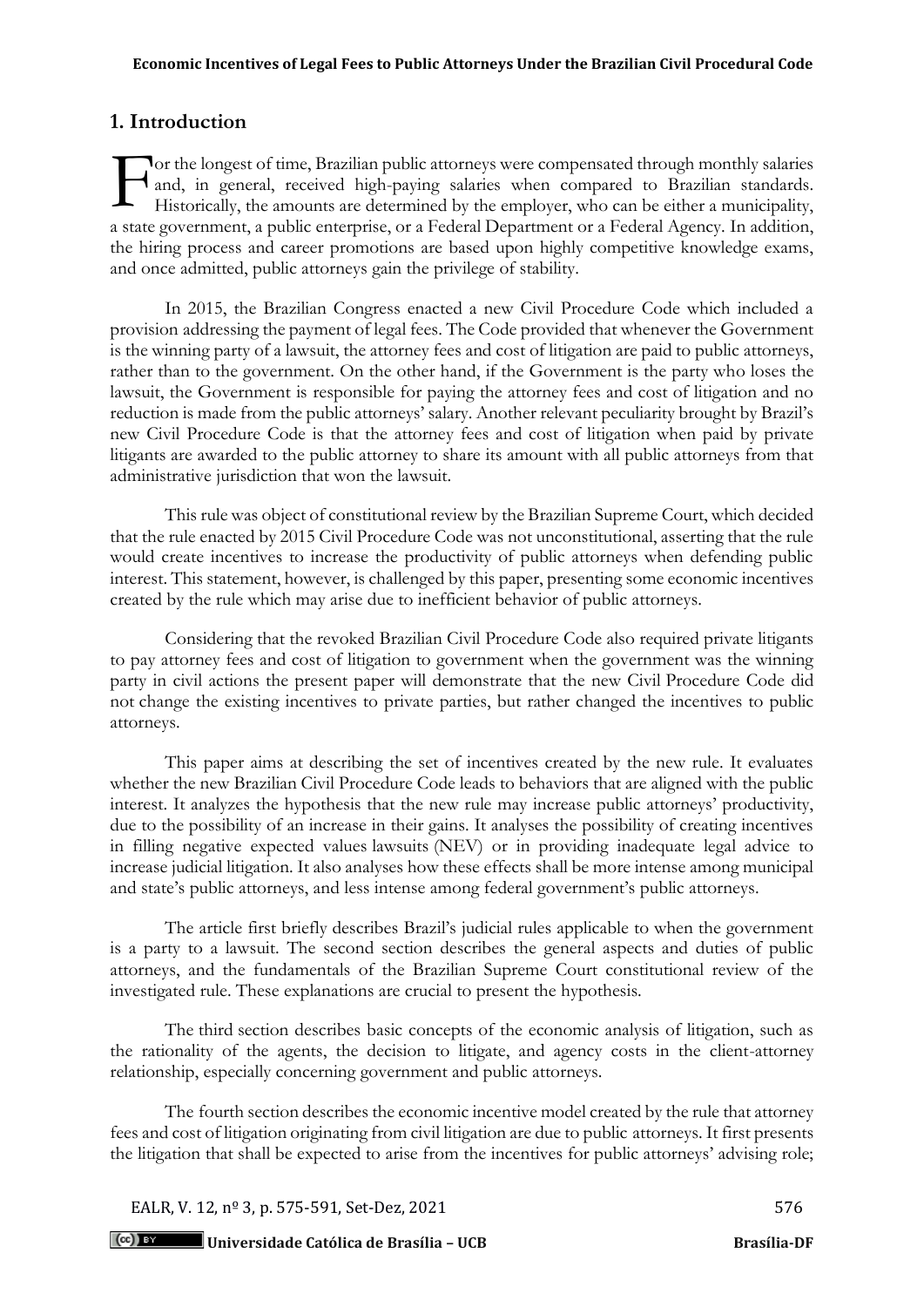## 1. Introduction

For the longest of time, Brazilian public attorneys were compensated through monthly salaries and, in general, received high-paying salaries when compared to Brazilian standards. Historically, the amounts are determined by the employer, who can be either a municipality, a state government, a public enterprise, or a Federal Department or a Federal Agency. In addition, the hiring process and career promotions are based upon highly competitive knowledge exams, and once admitted, public attorneys gain the privilege of stability.

In 2015, the Brazilian Congress enacted a new Civil Procedure Code which included a provision addressing the payment of legal fees. The Code provided that whenever the Government is the winning party of a lawsuit, the attorney fees and cost of litigation are paid to public attorneys, rather than to the government. On the other hand, if the Government is the party who loses the lawsuit, the Government is responsible for paying the attorney fees and cost of litigation and no reduction is made from the public attorneys' salary. Another relevant peculiarity brought by Brazil's new Civil Procedure Code is that the attorney fees and cost of litigation when paid by private litigants are awarded to the public attorney to share its amount with all public attorneys from that administrative jurisdiction that won the lawsuit.

This rule was object of constitutional review by the Brazilian Supreme Court, which decided that the rule enacted by 2015 Civil Procedure Code was not unconstitutional, asserting that the rule would create incentives to increase the productivity of public attorneys when defending public interest. This statement, however, is challenged by this paper, presenting some economic incentives created by the rule which may arise due to inefficient behavior of public attorneys.

Considering that the revoked Brazilian Civil Procedure Code also required private litigants to pay attorney fees and cost of litigation to government when the government was the winning party in civil actions the present paper will demonstrate that the new Civil Procedure Code did not change the existing incentives to private parties, but rather changed the incentives to public attorneys.

This paper aims at describing the set of incentives created by the new rule. It evaluates whether the new Brazilian Civil Procedure Code leads to behaviors that are aligned with the public interest. It analyzes the hypothesis that the new rule may increase public attorneys' productivity, due to the possibility of an increase in their gains. It analyses the possibility of creating incentives in filling negative expected values lawsuits (NEV) or in providing inadequate legal advice to increase judicial litigation. It also analyses how these effects shall be more intense among municipal and state's public attorneys, and less intense among federal government's public attorneys.

The article first briefly describes Brazil's judicial rules applicable to when the government is a party to a lawsuit. The second section describes the general aspects and duties of public attorneys, and the fundamentals of the Brazilian Supreme Court constitutional review of the investigated rule. These explanations are crucial to present the hypothesis.

The third section describes basic concepts of the economic analysis of litigation, such as the rationality of the agents, the decision to litigate, and agency costs in the client-attorney relationship, especially concerning government and public attorneys.

The fourth section describes the economic incentive model created by the rule that attorney fees and cost of litigation originating from civil litigation are due to public attorneys. It first presents the litigation that shall be expected to arise from the incentives for public attorneys' advising role;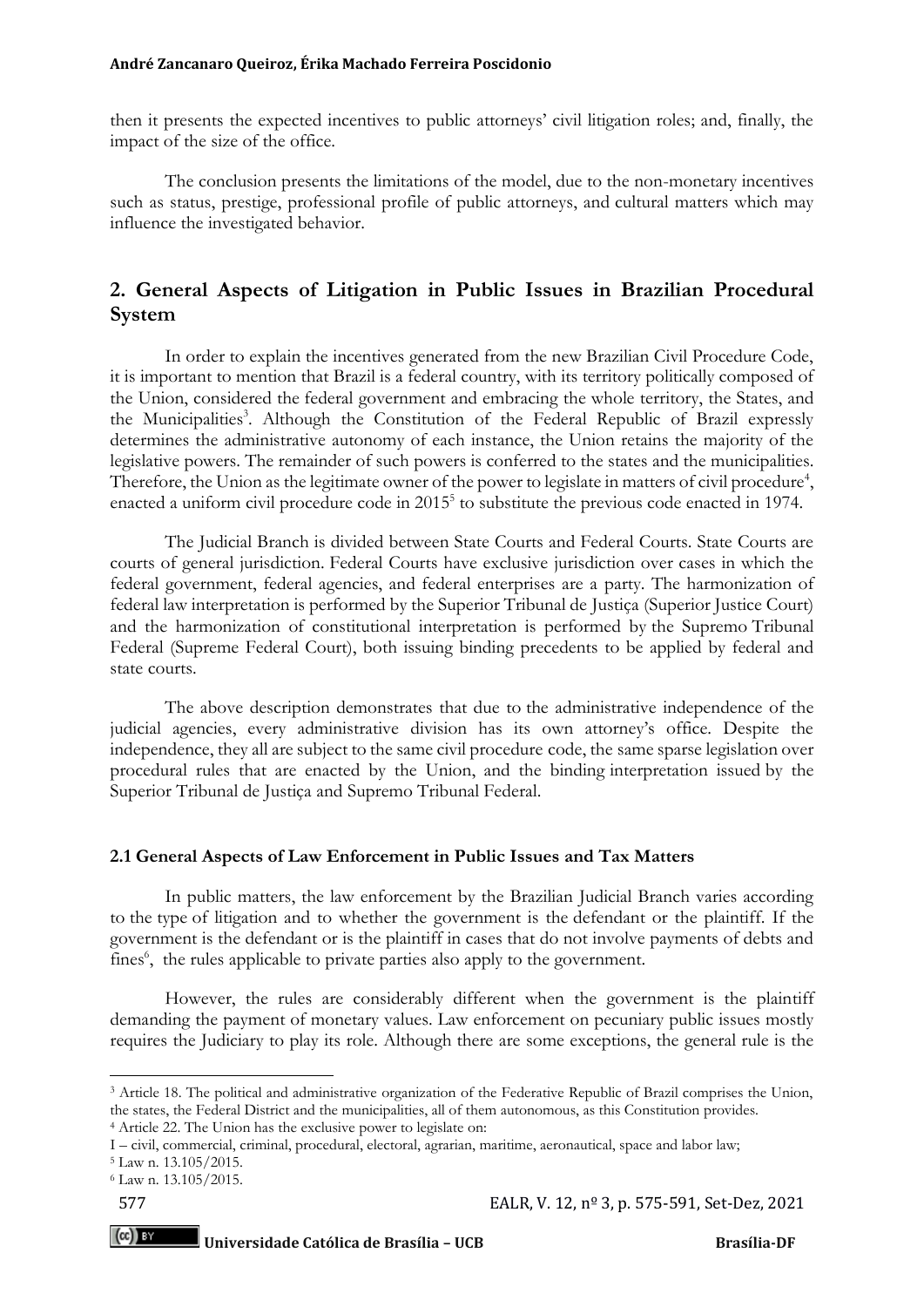then it presents the expected incentives to public attorneys' civil litigation roles; and, finally, the impact of the size of the office.

The conclusion presents the limitations of the model, due to the non-monetary incentives such as status, prestige, professional profile of public attorneys, and cultural matters which may influence the investigated behavior.

## 2. General Aspects of Litigation in Public Issues in Brazilian Procedural System

In order to explain the incentives generated from the new Brazilian Civil Procedure Code, it is important to mention that Brazil is a federal country, with its territory politically composed of the Union, considered the federal government and embracing the whole territory, the States, and the Municipalities[3]. Although the Constitution of the Federal Republic of Brazil expressly determines the administrative autonomy of each instance, the Union retains the majority of the legislative powers. The remainder of such powers is conferred to the states and the municipalities. Therefore, the Union as the legitimate owner of the power to legislate in matters of civil procedure[4], enacted a uniform civil procedure code in 2015[5] to substitute the previous code enacted in 1974.

The Judicial Branch is divided between State Courts and Federal Courts. State Courts are courts of general jurisdiction. Federal Courts have exclusive jurisdiction over cases in which the federal government, federal agencies, and federal enterprises are a party. The harmonization of federal law interpretation is performed by the Superior Tribunal de Justiça (Superior Justice Court) and the harmonization of constitutional interpretation is performed by the Supremo Tribunal Federal (Supreme Federal Court), both issuing binding precedents to be applied by federal and state courts.

The above description demonstrates that due to the administrative independence of the judicial agencies, every administrative division has its own attorney's office. Despite the independence, they all are subject to the same civil procedure code, the same sparse legislation over procedural rules that are enacted by the Union, and the binding interpretation issued by the Superior Tribunal de Justiça and Supremo Tribunal Federal.

### 2.1 General Aspects of Law Enforcement in Public Issues and Tax Matters

In public matters, the law enforcement by the Brazilian Judicial Branch varies according to the type of litigation and to whether the government is the defendant or the plaintiff. If the government is the defendant or is the plaintiff in cases that do not involve payments of debts and fines[6], the rules applicable to private parties also apply to the government.

However, the rules are considerably different when the government is the plaintiff demanding the payment of monetary values. Law enforcement on pecuniary public issues mostly requires the Judiciary to play its role. Although there are some exceptions, the general rule is the

---

[3] Article 18. The political and administrative organization of the Federative Republic of Brazil comprises the Union, the states, the Federal District and the municipalities, all of them autonomous, as this Constitution provides.

[4] Article 22. The Union has the exclusive power to legislate on:

I – civil, commercial, criminal, procedural, electoral, agrarian, maritime, aeronautical, space and labor law;

[5] Law n. 13.105/2015.

[6] Law n. 13.105/2015.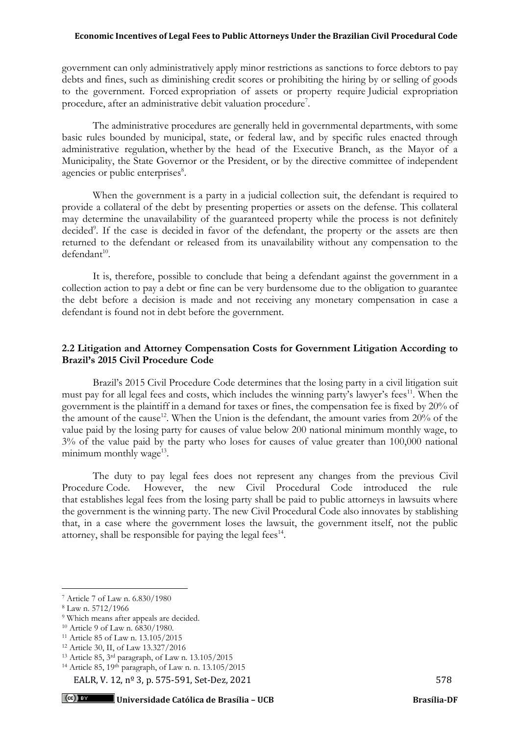government can only administratively apply minor restrictions as sanctions to force debtors to pay debts and fines, such as diminishing credit scores or prohibiting the hiring by or selling of goods to the government. Forced expropriation of assets or property require Judicial expropriation procedure, after an administrative debit valuation procedure[7].

The administrative procedures are generally held in governmental departments, with some basic rules bounded by municipal, state, or federal law, and by specific rules enacted through administrative regulation, whether by the head of the Executive Branch, as the Mayor of a Municipality, the State Governor or the President, or by the directive committee of independent agencies or public enterprises[8].

When the government is a party in a judicial collection suit, the defendant is required to provide a collateral of the debt by presenting properties or assets on the defense. This collateral may determine the unavailability of the guaranteed property while the process is not definitely decided[9]. If the case is decided in favor of the defendant, the property or the assets are then returned to the defendant or released from its unavailability without any compensation to the defendant[10].

It is, therefore, possible to conclude that being a defendant against the government in a collection action to pay a debt or fine can be very burdensome due to the obligation to guarantee the debt before a decision is made and not receiving any monetary compensation in case a defendant is found not in debt before the government.

### 2.2 Litigation and Attorney Compensation Costs for Government Litigation According to Brazil's 2015 Civil Procedure Code

Brazil's 2015 Civil Procedure Code determines that the losing party in a civil litigation suit must pay for all legal fees and costs, which includes the winning party's lawyer's fees[11]. When the government is the plaintiff in a demand for taxes or fines, the compensation fee is fixed by 20% of the amount of the cause[12]. When the Union is the defendant, the amount varies from 20% of the value paid by the losing party for causes of value below 200 national minimum monthly wage, to 3% of the value paid by the party who loses for causes of value greater than 100,000 national minimum monthly wage[13].

The duty to pay legal fees does not represent any changes from the previous Civil Procedure Code. However, the new Civil Procedural Code introduced the rule that establishes legal fees from the losing party shall be paid to public attorneys in lawsuits where the government is the winning party. The new Civil Procedural Code also innovates by stablishing that, in a case where the government loses the lawsuit, the government itself, not the public attorney, shall be responsible for paying the legal fees[14].

---

[7] Article 7 of Law n. 6.830/1980

[8] Law n. 5712/1966

[9] Which means after appeals are decided.

[10] Article 9 of Law n. 6830/1980.

[11] Article 85 of Law n. 13.105/2015

[12] Article 30, II, of Law 13.327/2016

[13] Article 85, 3rd paragraph, of Law n. 13.105/2015

[14] Article 85, 19th paragraph, of Law n. n. 13.105/2015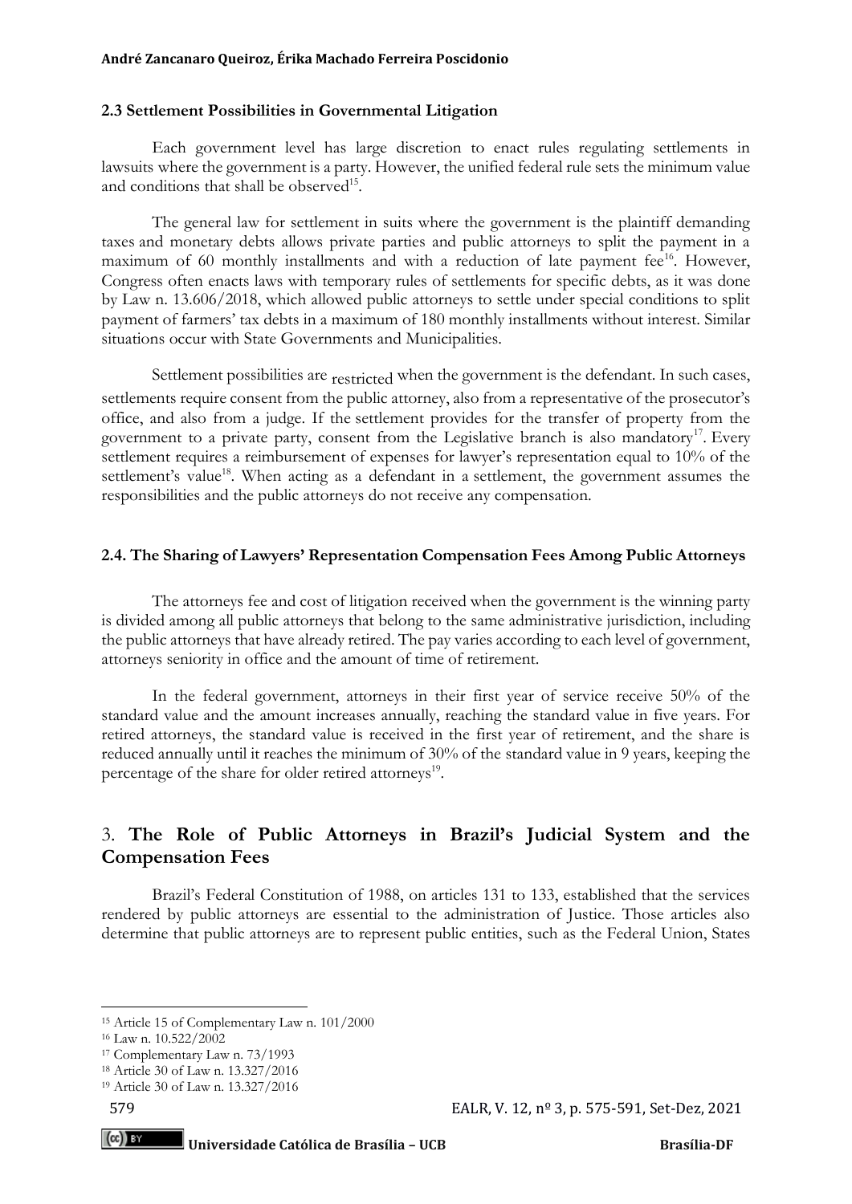### 2.3 Settlement Possibilities in Governmental Litigation

Each government level has large discretion to enact rules regulating settlements in lawsuits where the government is a party. However, the unified federal rule sets the minimum value and conditions that shall be observed[15].

The general law for settlement in suits where the government is the plaintiff demanding taxes and monetary debts allows private parties and public attorneys to split the payment in a maximum of 60 monthly installments and with a reduction of late payment fee[16]. However, Congress often enacts laws with temporary rules of settlements for specific debts, as it was done by Law n. 13.606/2018, which allowed public attorneys to settle under special conditions to split payment of farmers' tax debts in a maximum of 180 monthly installments without interest. Similar situations occur with State Governments and Municipalities.

Settlement possibilities are restricted when the government is the defendant. In such cases, settlements require consent from the public attorney, also from a representative of the prosecutor's office, and also from a judge. If the settlement provides for the transfer of property from the government to a private party, consent from the Legislative branch is also mandatory[17]. Every settlement requires a reimbursement of expenses for lawyer's representation equal to 10% of the settlement's value[18]. When acting as a defendant in a settlement, the government assumes the responsibilities and the public attorneys do not receive any compensation.

### 2.4. The Sharing of Lawyers' Representation Compensation Fees Among Public Attorneys

The attorneys fee and cost of litigation received when the government is the winning party is divided among all public attorneys that belong to the same administrative jurisdiction, including the public attorneys that have already retired. The pay varies according to each level of government, attorneys seniority in office and the amount of time of retirement.

In the federal government, attorneys in their first year of service receive 50% of the standard value and the amount increases annually, reaching the standard value in five years. For retired attorneys, the standard value is received in the first year of retirement, and the share is reduced annually until it reaches the minimum of 30% of the standard value in 9 years, keeping the percentage of the share for older retired attorneys[19].

## 3. The Role of Public Attorneys in Brazil's Judicial System and the Compensation Fees

Brazil's Federal Constitution of 1988, on articles 131 to 133, established that the services rendered by public attorneys are essential to the administration of Justice. Those articles also determine that public attorneys are to represent public entities, such as the Federal Union, States

---

[15] Article 15 of Complementary Law n. 101/2000

[16] Law n. 10.522/2002

[17] Complementary Law n. 73/1993

[18] Article 30 of Law n. 13.327/2016

[19] Article 30 of Law n. 13.327/2016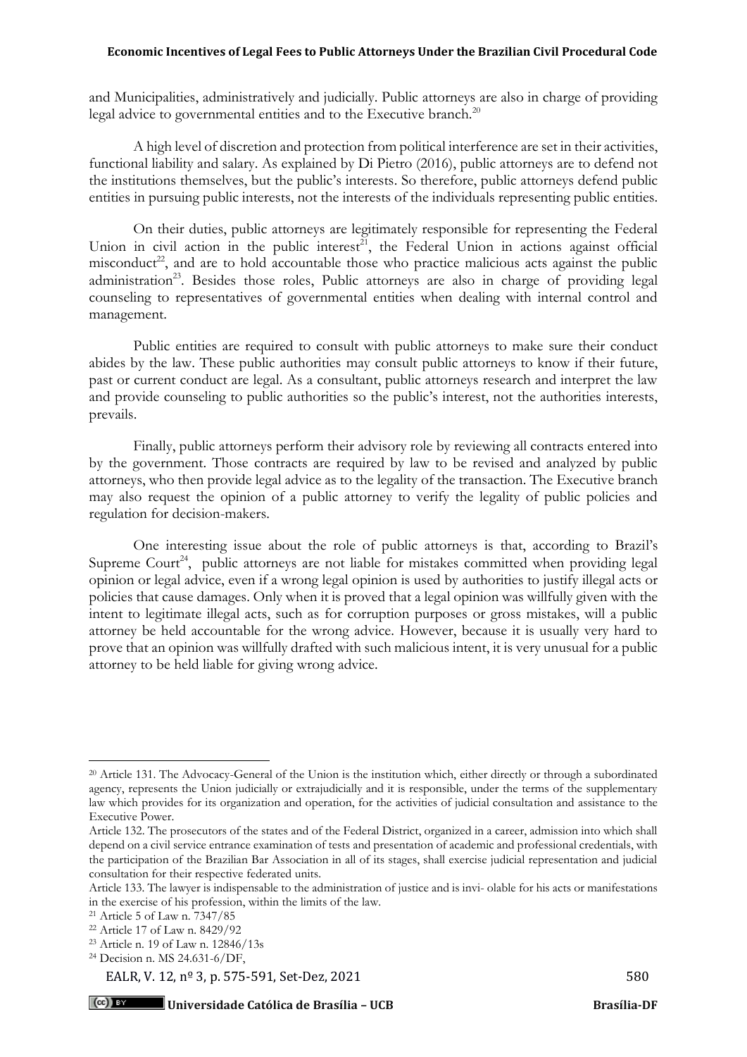and Municipalities, administratively and judicially. Public attorneys are also in charge of providing legal advice to governmental entities and to the Executive branch.[20]

A high level of discretion and protection from political interference are set in their activities, functional liability and salary. As explained by Di Pietro (2016), public attorneys are to defend not the institutions themselves, but the public's interests. So therefore, public attorneys defend public entities in pursuing public interests, not the interests of the individuals representing public entities.

On their duties, public attorneys are legitimately responsible for representing the Federal Union in civil action in the public interest[21], the Federal Union in actions against official misconduct[22], and are to hold accountable those who practice malicious acts against the public administration[23]. Besides those roles, Public attorneys are also in charge of providing legal counseling to representatives of governmental entities when dealing with internal control and management.

Public entities are required to consult with public attorneys to make sure their conduct abides by the law. These public authorities may consult public attorneys to know if their future, past or current conduct are legal. As a consultant, public attorneys research and interpret the law and provide counseling to public authorities so the public's interest, not the authorities interests, prevails.

Finally, public attorneys perform their advisory role by reviewing all contracts entered into by the government. Those contracts are required by law to be revised and analyzed by public attorneys, who then provide legal advice as to the legality of the transaction. The Executive branch may also request the opinion of a public attorney to verify the legality of public policies and regulation for decision-makers.

One interesting issue about the role of public attorneys is that, according to Brazil's Supreme Court[24], public attorneys are not liable for mistakes committed when providing legal opinion or legal advice, even if a wrong legal opinion is used by authorities to justify illegal acts or policies that cause damages. Only when it is proved that a legal opinion was willfully given with the intent to legitimate illegal acts, such as for corruption purposes or gross mistakes, will a public attorney be held accountable for the wrong advice. However, because it is usually very hard to prove that an opinion was willfully drafted with such malicious intent, it is very unusual for a public attorney to be held liable for giving wrong advice.

---

[20] Article 131. The Advocacy-General of the Union is the institution which, either directly or through a subordinated agency, represents the Union judicially or extrajudicially and it is responsible, under the terms of the supplementary law which provides for its organization and operation, for the activities of judicial consultation and assistance to the Executive Power.

Article 132. The prosecutors of the states and of the Federal District, organized in a career, admission into which shall depend on a civil service entrance examination of tests and presentation of academic and professional credentials, with the participation of the Brazilian Bar Association in all of its stages, shall exercise judicial representation and judicial consultation for their respective federated units.

Article 133. The lawyer is indispensable to the administration of justice and is invi- olable for his acts or manifestations in the exercise of his profession, within the limits of the law.

[21] Article 5 of Law n. 7347/85

[22] Article 17 of Law n. 8429/92

[23] Article n. 19 of Law n. 12846/13s

[24] Decision n. MS 24.631-6/DF,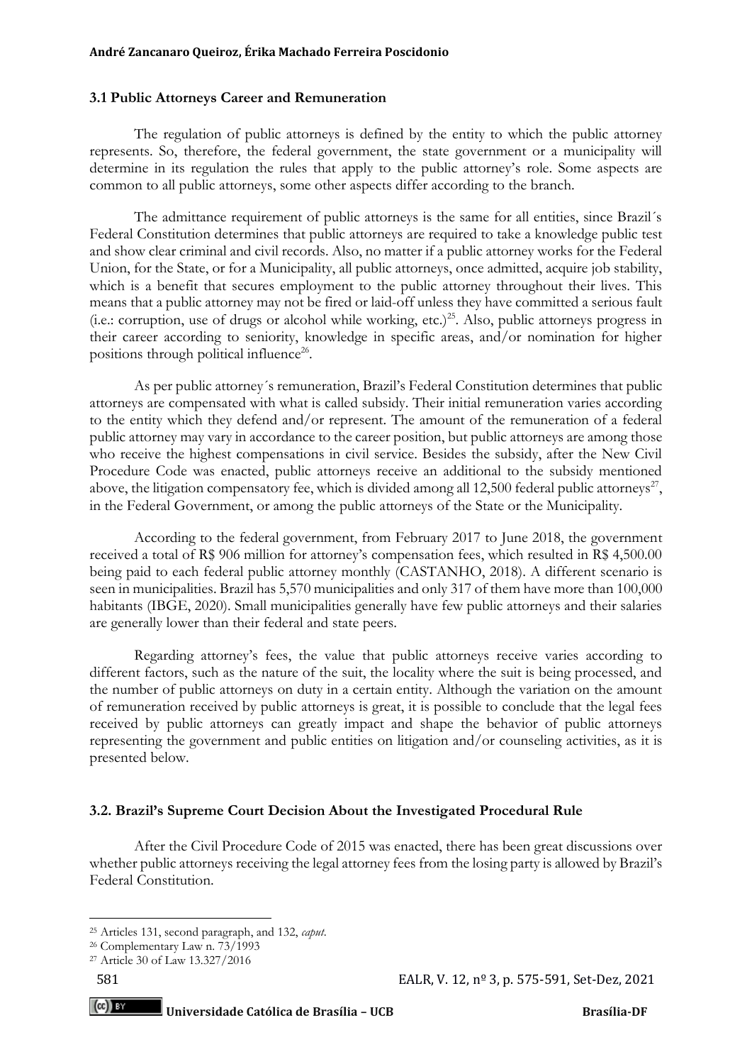### 3.1 Public Attorneys Career and Remuneration

The regulation of public attorneys is defined by the entity to which the public attorney represents. So, therefore, the federal government, the state government or a municipality will determine in its regulation the rules that apply to the public attorney's role. Some aspects are common to all public attorneys, some other aspects differ according to the branch.

The admittance requirement of public attorneys is the same for all entities, since Brazil´s Federal Constitution determines that public attorneys are required to take a knowledge public test and show clear criminal and civil records. Also, no matter if a public attorney works for the Federal Union, for the State, or for a Municipality, all public attorneys, once admitted, acquire job stability, which is a benefit that secures employment to the public attorney throughout their lives. This means that a public attorney may not be fired or laid-off unless they have committed a serious fault (i.e.: corruption, use of drugs or alcohol while working, etc.)[25]. Also, public attorneys progress in their career according to seniority, knowledge in specific areas, and/or nomination for higher positions through political influence[26].

As per public attorney´s remuneration, Brazil's Federal Constitution determines that public attorneys are compensated with what is called subsidy. Their initial remuneration varies according to the entity which they defend and/or represent. The amount of the remuneration of a federal public attorney may vary in accordance to the career position, but public attorneys are among those who receive the highest compensations in civil service. Besides the subsidy, after the New Civil Procedure Code was enacted, public attorneys receive an additional to the subsidy mentioned above, the litigation compensatory fee, which is divided among all 12,500 federal public attorneys[27], in the Federal Government, or among the public attorneys of the State or the Municipality.

According to the federal government, from February 2017 to June 2018, the government received a total of R$ 906 million for attorney's compensation fees, which resulted in R$ 4,500.00 being paid to each federal public attorney monthly (CASTANHO, 2018). A different scenario is seen in municipalities. Brazil has 5,570 municipalities and only 317 of them have more than 100,000 habitants (IBGE, 2020). Small municipalities generally have few public attorneys and their salaries are generally lower than their federal and state peers.

Regarding attorney's fees, the value that public attorneys receive varies according to different factors, such as the nature of the suit, the locality where the suit is being processed, and the number of public attorneys on duty in a certain entity. Although the variation on the amount of remuneration received by public attorneys is great, it is possible to conclude that the legal fees received by public attorneys can greatly impact and shape the behavior of public attorneys representing the government and public entities on litigation and/or counseling activities, as it is presented below.

### 3.2. Brazil's Supreme Court Decision About the Investigated Procedural Rule

After the Civil Procedure Code of 2015 was enacted, there has been great discussions over whether public attorneys receiving the legal attorney fees from the losing party is allowed by Brazil's Federal Constitution.

---

[25] Articles 131, second paragraph, and 132, *caput*.

[26] Complementary Law n. 73/1993

[27] Article 30 of Law 13.327/2016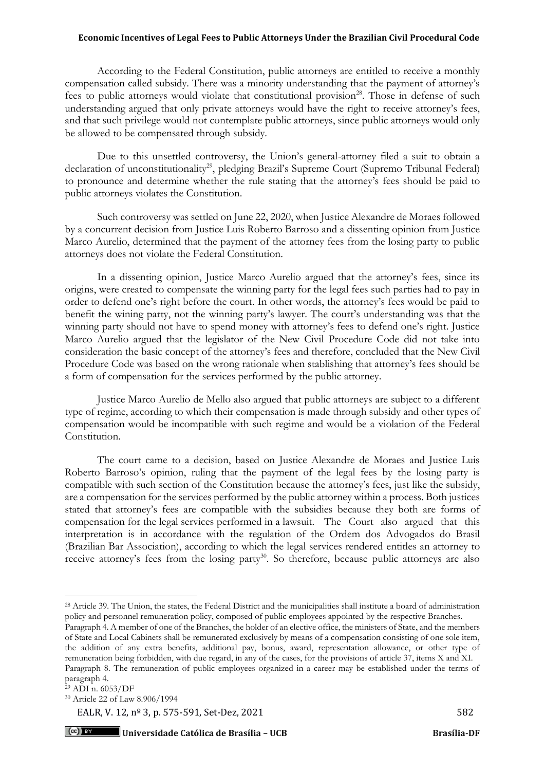According to the Federal Constitution, public attorneys are entitled to receive a monthly compensation called subsidy. There was a minority understanding that the payment of attorney's fees to public attorneys would violate that constitutional provision[28]. Those in defense of such understanding argued that only private attorneys would have the right to receive attorney's fees, and that such privilege would not contemplate public attorneys, since public attorneys would only be allowed to be compensated through subsidy.

Due to this unsettled controversy, the Union's general-attorney filed a suit to obtain a declaration of unconstitutionality[29], pledging Brazil's Supreme Court (Supremo Tribunal Federal) to pronounce and determine whether the rule stating that the attorney's fees should be paid to public attorneys violates the Constitution.

Such controversy was settled on June 22, 2020, when Justice Alexandre de Moraes followed by a concurrent decision from Justice Luis Roberto Barroso and a dissenting opinion from Justice Marco Aurelio, determined that the payment of the attorney fees from the losing party to public attorneys does not violate the Federal Constitution.

In a dissenting opinion, Justice Marco Aurelio argued that the attorney's fees, since its origins, were created to compensate the winning party for the legal fees such parties had to pay in order to defend one's right before the court. In other words, the attorney's fees would be paid to benefit the wining party, not the winning party's lawyer. The court's understanding was that the winning party should not have to spend money with attorney's fees to defend one's right. Justice Marco Aurelio argued that the legislator of the New Civil Procedure Code did not take into consideration the basic concept of the attorney's fees and therefore, concluded that the New Civil Procedure Code was based on the wrong rationale when stablishing that attorney's fees should be a form of compensation for the services performed by the public attorney.

Justice Marco Aurelio de Mello also argued that public attorneys are subject to a different type of regime, according to which their compensation is made through subsidy and other types of compensation would be incompatible with such regime and would be a violation of the Federal Constitution.

The court came to a decision, based on Justice Alexandre de Moraes and Justice Luis Roberto Barroso's opinion, ruling that the payment of the legal fees by the losing party is compatible with such section of the Constitution because the attorney's fees, just like the subsidy, are a compensation for the services performed by the public attorney within a process. Both justices stated that attorney's fees are compatible with the subsidies because they both are forms of compensation for the legal services performed in a lawsuit. The Court also argued that this interpretation is in accordance with the regulation of the Ordem dos Advogados do Brasil (Brazilian Bar Association), according to which the legal services rendered entitles an attorney to receive attorney's fees from the losing party[30]. So therefore, because public attorneys are also

---

[28] Article 39. The Union, the states, the Federal District and the municipalities shall institute a board of administration policy and personnel remuneration policy, composed of public employees appointed by the respective Branches.
Paragraph 4. A member of one of the Branches, the holder of an elective office, the ministers of State, and the members of State and Local Cabinets shall be remunerated exclusively by means of a compensation consisting of one sole item, the addition of any extra benefits, additional pay, bonus, award, representation allowance, or other type of remuneration being forbidden, with due regard, in any of the cases, for the provisions of article 37, items X and XI.
Paragraph 8. The remuneration of public employees organized in a career may be established under the terms of paragraph 4.

[29] ADI n. 6053/DF

[30] Article 22 of Law 8.906/1994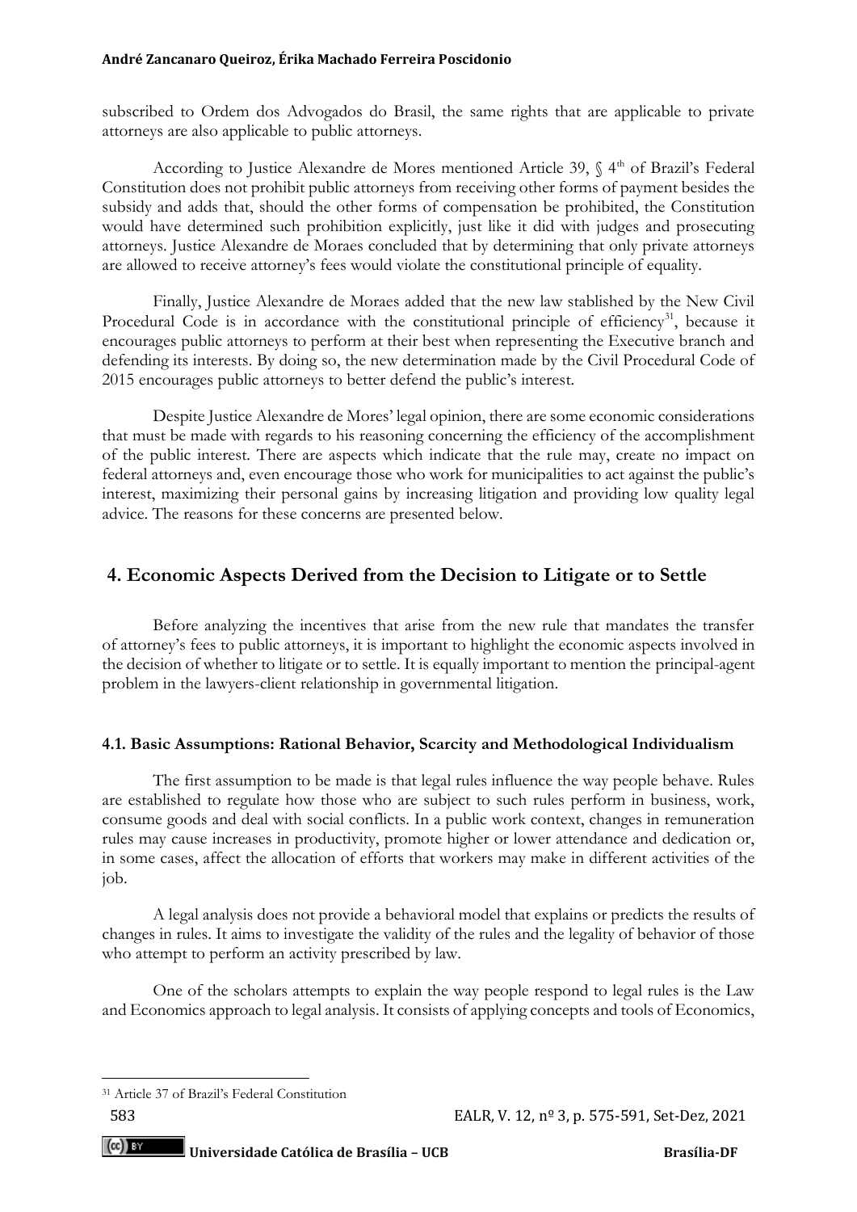subscribed to Ordem dos Advogados do Brasil, the same rights that are applicable to private attorneys are also applicable to public attorneys.

According to Justice Alexandre de Mores mentioned Article 39, § 4th of Brazil's Federal Constitution does not prohibit public attorneys from receiving other forms of payment besides the subsidy and adds that, should the other forms of compensation be prohibited, the Constitution would have determined such prohibition explicitly, just like it did with judges and prosecuting attorneys. Justice Alexandre de Moraes concluded that by determining that only private attorneys are allowed to receive attorney's fees would violate the constitutional principle of equality.

Finally, Justice Alexandre de Moraes added that the new law stablished by the New Civil Procedural Code is in accordance with the constitutional principle of efficiency[31], because it encourages public attorneys to perform at their best when representing the Executive branch and defending its interests. By doing so, the new determination made by the Civil Procedural Code of 2015 encourages public attorneys to better defend the public's interest.

Despite Justice Alexandre de Mores' legal opinion, there are some economic considerations that must be made with regards to his reasoning concerning the efficiency of the accomplishment of the public interest. There are aspects which indicate that the rule may, create no impact on federal attorneys and, even encourage those who work for municipalities to act against the public's interest, maximizing their personal gains by increasing litigation and providing low quality legal advice. The reasons for these concerns are presented below.

## 4. Economic Aspects Derived from the Decision to Litigate or to Settle

Before analyzing the incentives that arise from the new rule that mandates the transfer of attorney's fees to public attorneys, it is important to highlight the economic aspects involved in the decision of whether to litigate or to settle. It is equally important to mention the principal-agent problem in the lawyers-client relationship in governmental litigation.

### 4.1. Basic Assumptions: Rational Behavior, Scarcity and Methodological Individualism

The first assumption to be made is that legal rules influence the way people behave. Rules are established to regulate how those who are subject to such rules perform in business, work, consume goods and deal with social conflicts. In a public work context, changes in remuneration rules may cause increases in productivity, promote higher or lower attendance and dedication or, in some cases, affect the allocation of efforts that workers may make in different activities of the job.

A legal analysis does not provide a behavioral model that explains or predicts the results of changes in rules. It aims to investigate the validity of the rules and the legality of behavior of those who attempt to perform an activity prescribed by law.

One of the scholars attempts to explain the way people respond to legal rules is the Law and Economics approach to legal analysis. It consists of applying concepts and tools of Economics,

---

[31] Article 37 of Brazil's Federal Constitution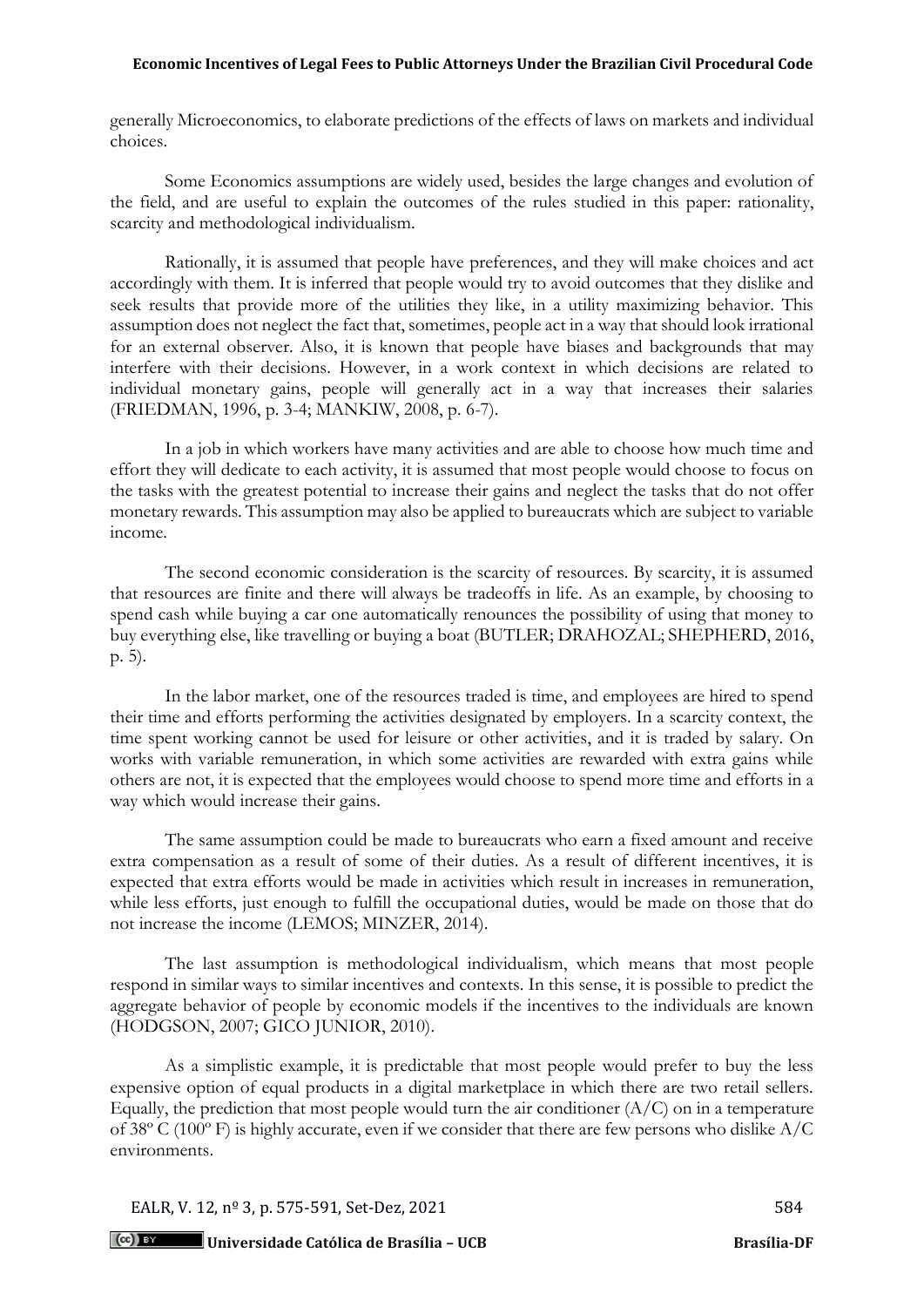generally Microeconomics, to elaborate predictions of the effects of laws on markets and individual choices.

Some Economics assumptions are widely used, besides the large changes and evolution of the field, and are useful to explain the outcomes of the rules studied in this paper: rationality, scarcity and methodological individualism.

Rationally, it is assumed that people have preferences, and they will make choices and act accordingly with them. It is inferred that people would try to avoid outcomes that they dislike and seek results that provide more of the utilities they like, in a utility maximizing behavior. This assumption does not neglect the fact that, sometimes, people act in a way that should look irrational for an external observer. Also, it is known that people have biases and backgrounds that may interfere with their decisions. However, in a work context in which decisions are related to individual monetary gains, people will generally act in a way that increases their salaries (FRIEDMAN, 1996, p. 3-4; MANKIW, 2008, p. 6-7).

In a job in which workers have many activities and are able to choose how much time and effort they will dedicate to each activity, it is assumed that most people would choose to focus on the tasks with the greatest potential to increase their gains and neglect the tasks that do not offer monetary rewards. This assumption may also be applied to bureaucrats which are subject to variable income.

The second economic consideration is the scarcity of resources. By scarcity, it is assumed that resources are finite and there will always be tradeoffs in life. As an example, by choosing to spend cash while buying a car one automatically renounces the possibility of using that money to buy everything else, like travelling or buying a boat (BUTLER; DRAHOZAL; SHEPHERD, 2016, p. 5).

In the labor market, one of the resources traded is time, and employees are hired to spend their time and efforts performing the activities designated by employers. In a scarcity context, the time spent working cannot be used for leisure or other activities, and it is traded by salary. On works with variable remuneration, in which some activities are rewarded with extra gains while others are not, it is expected that the employees would choose to spend more time and efforts in a way which would increase their gains.

The same assumption could be made to bureaucrats who earn a fixed amount and receive extra compensation as a result of some of their duties. As a result of different incentives, it is expected that extra efforts would be made in activities which result in increases in remuneration, while less efforts, just enough to fulfill the occupational duties, would be made on those that do not increase the income (LEMOS; MINZER, 2014).

The last assumption is methodological individualism, which means that most people respond in similar ways to similar incentives and contexts. In this sense, it is possible to predict the aggregate behavior of people by economic models if the incentives to the individuals are known (HODGSON, 2007; GICO JUNIOR, 2010).

As a simplistic example, it is predictable that most people would prefer to buy the less expensive option of equal products in a digital marketplace in which there are two retail sellers. Equally, the prediction that most people would turn the air conditioner (A/C) on in a temperature of 38º C (100º F) is highly accurate, even if we consider that there are few persons who dislike A/C environments.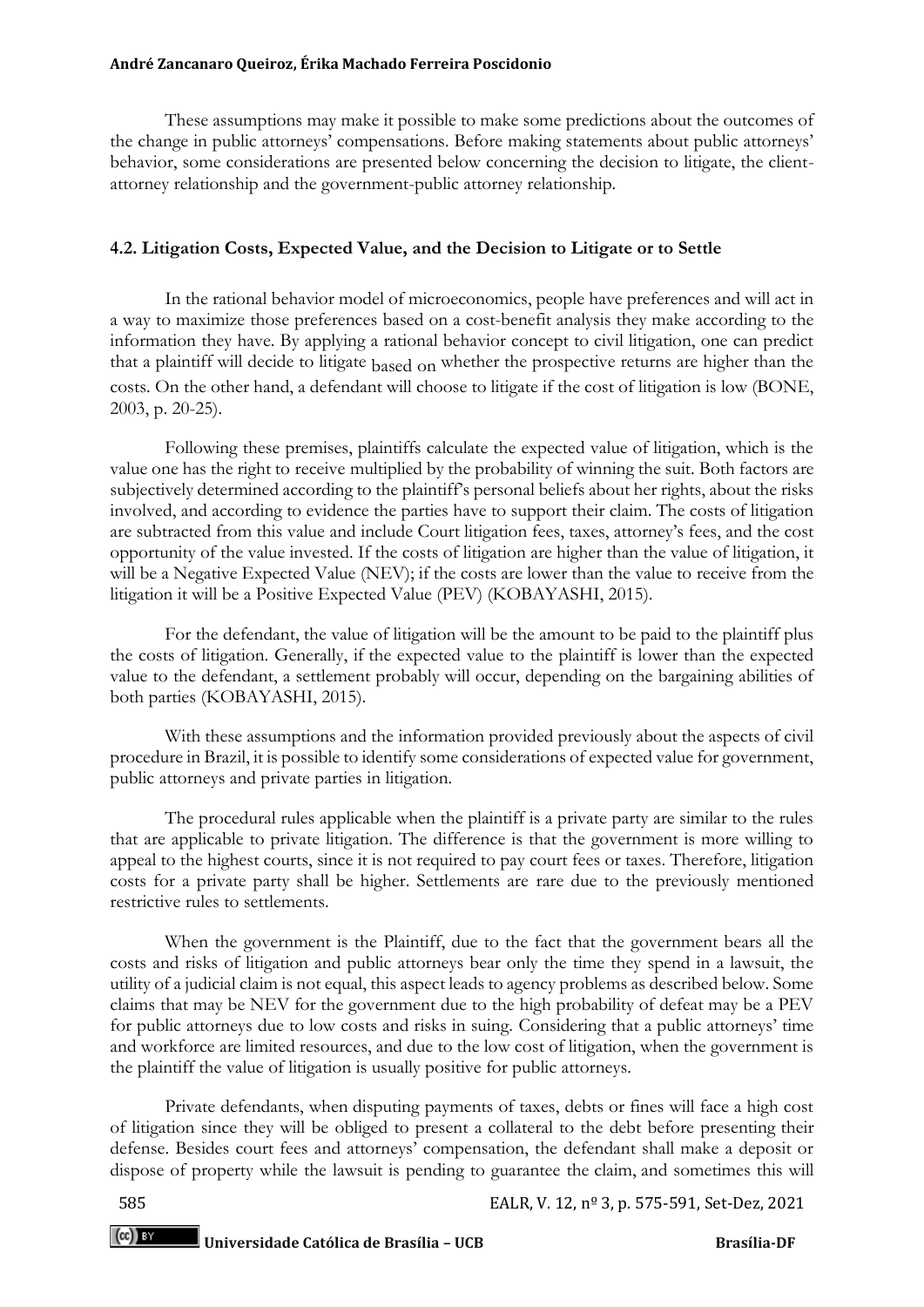These assumptions may make it possible to make some predictions about the outcomes of the change in public attorneys' compensations. Before making statements about public attorneys' behavior, some considerations are presented below concerning the decision to litigate, the client-attorney relationship and the government-public attorney relationship.

### 4.2. Litigation Costs, Expected Value, and the Decision to Litigate or to Settle

In the rational behavior model of microeconomics, people have preferences and will act in a way to maximize those preferences based on a cost-benefit analysis they make according to the information they have. By applying a rational behavior concept to civil litigation, one can predict that a plaintiff will decide to litigate based on whether the prospective returns are higher than the costs. On the other hand, a defendant will choose to litigate if the cost of litigation is low (BONE, 2003, p. 20-25).

Following these premises, plaintiffs calculate the expected value of litigation, which is the value one has the right to receive multiplied by the probability of winning the suit. Both factors are subjectively determined according to the plaintiff's personal beliefs about her rights, about the risks involved, and according to evidence the parties have to support their claim. The costs of litigation are subtracted from this value and include Court litigation fees, taxes, attorney's fees, and the cost opportunity of the value invested. If the costs of litigation are higher than the value of litigation, it will be a Negative Expected Value (NEV); if the costs are lower than the value to receive from the litigation it will be a Positive Expected Value (PEV) (KOBAYASHI, 2015).

For the defendant, the value of litigation will be the amount to be paid to the plaintiff plus the costs of litigation. Generally, if the expected value to the plaintiff is lower than the expected value to the defendant, a settlement probably will occur, depending on the bargaining abilities of both parties (KOBAYASHI, 2015).

With these assumptions and the information provided previously about the aspects of civil procedure in Brazil, it is possible to identify some considerations of expected value for government, public attorneys and private parties in litigation.

The procedural rules applicable when the plaintiff is a private party are similar to the rules that are applicable to private litigation. The difference is that the government is more willing to appeal to the highest courts, since it is not required to pay court fees or taxes. Therefore, litigation costs for a private party shall be higher. Settlements are rare due to the previously mentioned restrictive rules to settlements.

When the government is the Plaintiff, due to the fact that the government bears all the costs and risks of litigation and public attorneys bear only the time they spend in a lawsuit, the utility of a judicial claim is not equal, this aspect leads to agency problems as described below. Some claims that may be NEV for the government due to the high probability of defeat may be a PEV for public attorneys due to low costs and risks in suing. Considering that a public attorneys' time and workforce are limited resources, and due to the low cost of litigation, when the government is the plaintiff the value of litigation is usually positive for public attorneys.

Private defendants, when disputing payments of taxes, debts or fines will face a high cost of litigation since they will be obliged to present a collateral to the debt before presenting their defense. Besides court fees and attorneys' compensation, the defendant shall make a deposit or dispose of property while the lawsuit is pending to guarantee the claim, and sometimes this will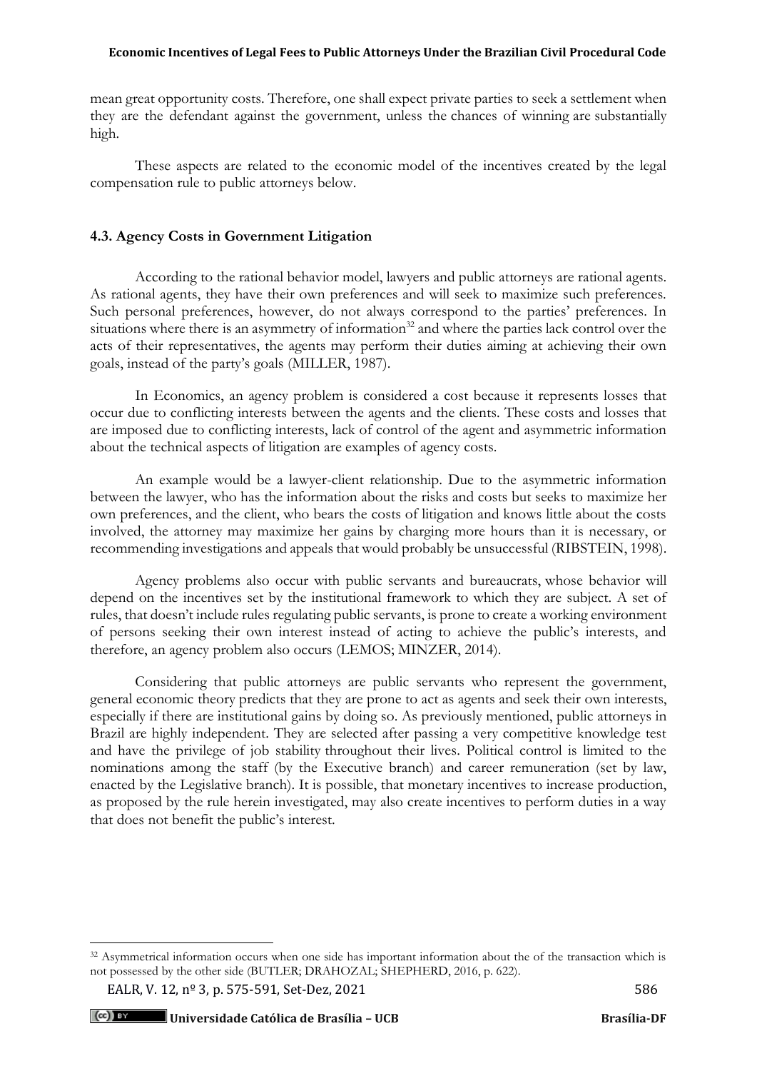mean great opportunity costs. Therefore, one shall expect private parties to seek a settlement when they are the defendant against the government, unless the chances of winning are substantially high.

These aspects are related to the economic model of the incentives created by the legal compensation rule to public attorneys below.

### 4.3. Agency Costs in Government Litigation

According to the rational behavior model, lawyers and public attorneys are rational agents. As rational agents, they have their own preferences and will seek to maximize such preferences. Such personal preferences, however, do not always correspond to the parties' preferences. In situations where there is an asymmetry of information[32] and where the parties lack control over the acts of their representatives, the agents may perform their duties aiming at achieving their own goals, instead of the party's goals (MILLER, 1987).

In Economics, an agency problem is considered a cost because it represents losses that occur due to conflicting interests between the agents and the clients. These costs and losses that are imposed due to conflicting interests, lack of control of the agent and asymmetric information about the technical aspects of litigation are examples of agency costs.

An example would be a lawyer-client relationship. Due to the asymmetric information between the lawyer, who has the information about the risks and costs but seeks to maximize her own preferences, and the client, who bears the costs of litigation and knows little about the costs involved, the attorney may maximize her gains by charging more hours than it is necessary, or recommending investigations and appeals that would probably be unsuccessful (RIBSTEIN, 1998).

Agency problems also occur with public servants and bureaucrats, whose behavior will depend on the incentives set by the institutional framework to which they are subject. A set of rules, that doesn't include rules regulating public servants, is prone to create a working environment of persons seeking their own interest instead of acting to achieve the public's interests, and therefore, an agency problem also occurs (LEMOS; MINZER, 2014).

Considering that public attorneys are public servants who represent the government, general economic theory predicts that they are prone to act as agents and seek their own interests, especially if there are institutional gains by doing so. As previously mentioned, public attorneys in Brazil are highly independent. They are selected after passing a very competitive knowledge test and have the privilege of job stability throughout their lives. Political control is limited to the nominations among the staff (by the Executive branch) and career remuneration (set by law, enacted by the Legislative branch). It is possible, that monetary incentives to increase production, as proposed by the rule herein investigated, may also create incentives to perform duties in a way that does not benefit the public's interest.

---

[32] Asymmetrical information occurs when one side has important information about the of the transaction which is not possessed by the other side (BUTLER; DRAHOZAL; SHEPHERD, 2016, p. 622).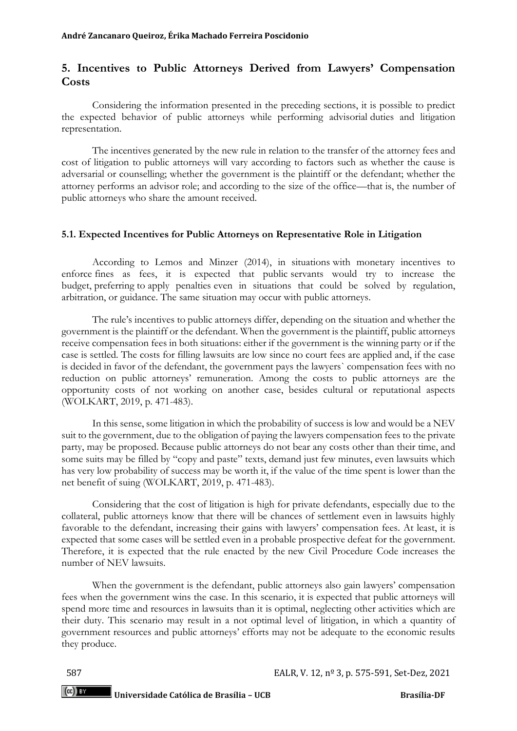## 5. Incentives to Public Attorneys Derived from Lawyers' Compensation Costs

Considering the information presented in the preceding sections, it is possible to predict the expected behavior of public attorneys while performing advisorial duties and litigation representation.

The incentives generated by the new rule in relation to the transfer of the attorney fees and cost of litigation to public attorneys will vary according to factors such as whether the cause is adversarial or counselling; whether the government is the plaintiff or the defendant; whether the attorney performs an advisor role; and according to the size of the office—that is, the number of public attorneys who share the amount received.

### 5.1. Expected Incentives for Public Attorneys on Representative Role in Litigation

According to Lemos and Minzer (2014), in situations with monetary incentives to enforce fines as fees, it is expected that public servants would try to increase the budget, preferring to apply penalties even in situations that could be solved by regulation, arbitration, or guidance. The same situation may occur with public attorneys.

The rule's incentives to public attorneys differ, depending on the situation and whether the government is the plaintiff or the defendant. When the government is the plaintiff, public attorneys receive compensation fees in both situations: either if the government is the winning party or if the case is settled. The costs for filling lawsuits are low since no court fees are applied and, if the case is decided in favor of the defendant, the government pays the lawyers` compensation fees with no reduction on public attorneys' remuneration. Among the costs to public attorneys are the opportunity costs of not working on another case, besides cultural or reputational aspects (WOLKART, 2019, p. 471-483).

In this sense, some litigation in which the probability of success is low and would be a NEV suit to the government, due to the obligation of paying the lawyers compensation fees to the private party, may be proposed. Because public attorneys do not bear any costs other than their time, and some suits may be filled by "copy and paste" texts, demand just few minutes, even lawsuits which has very low probability of success may be worth it, if the value of the time spent is lower than the net benefit of suing (WOLKART, 2019, p. 471-483).

Considering that the cost of litigation is high for private defendants, especially due to the collateral, public attorneys know that there will be chances of settlement even in lawsuits highly favorable to the defendant, increasing their gains with lawyers' compensation fees. At least, it is expected that some cases will be settled even in a probable prospective defeat for the government. Therefore, it is expected that the rule enacted by the new Civil Procedure Code increases the number of NEV lawsuits.

When the government is the defendant, public attorneys also gain lawyers' compensation fees when the government wins the case. In this scenario, it is expected that public attorneys will spend more time and resources in lawsuits than it is optimal, neglecting other activities which are their duty. This scenario may result in a not optimal level of litigation, in which a quantity of government resources and public attorneys' efforts may not be adequate to the economic results they produce.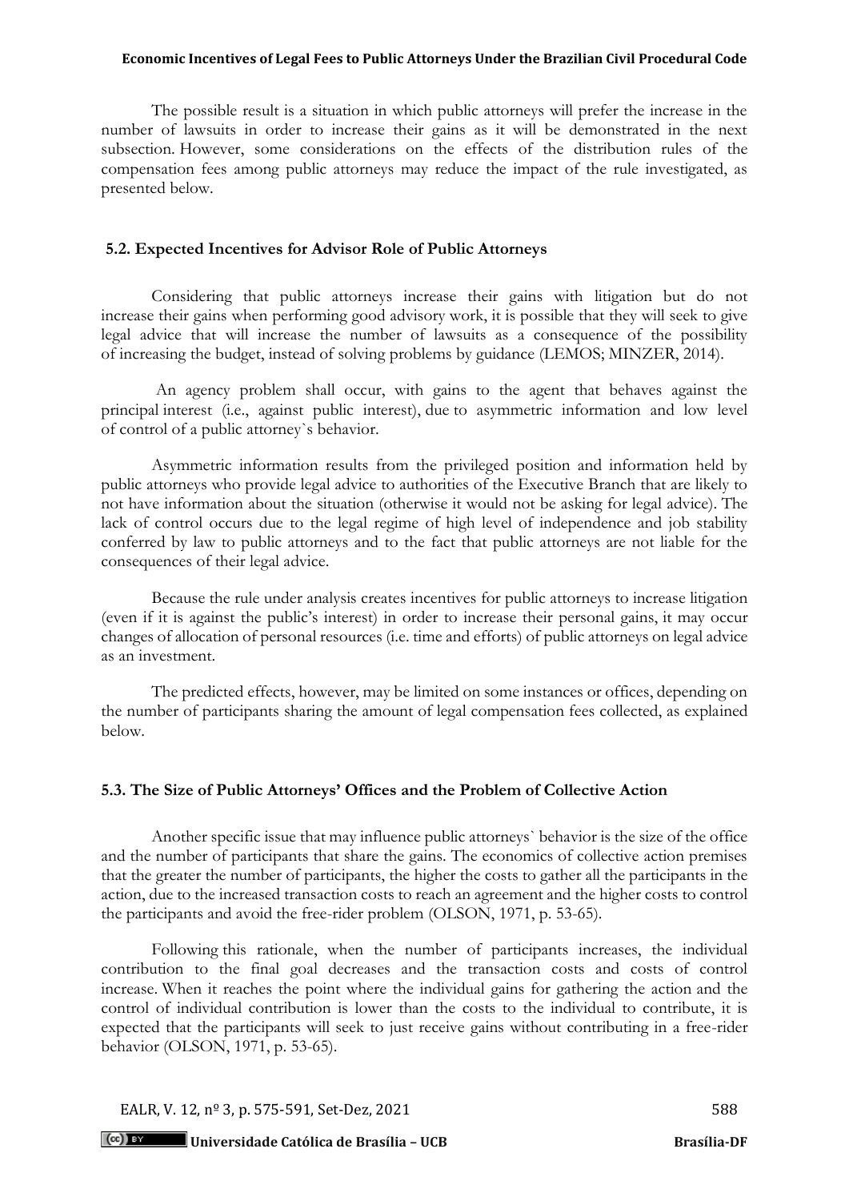The possible result is a situation in which public attorneys will prefer the increase in the number of lawsuits in order to increase their gains as it will be demonstrated in the next subsection. However, some considerations on the effects of the distribution rules of the compensation fees among public attorneys may reduce the impact of the rule investigated, as presented below.

### 5.2. Expected Incentives for Advisor Role of Public Attorneys

Considering that public attorneys increase their gains with litigation but do not increase their gains when performing good advisory work, it is possible that they will seek to give legal advice that will increase the number of lawsuits as a consequence of the possibility of increasing the budget, instead of solving problems by guidance (LEMOS; MINZER, 2014).

An agency problem shall occur, with gains to the agent that behaves against the principal interest (i.e., against public interest), due to asymmetric information and low level of control of a public attorney`s behavior.

Asymmetric information results from the privileged position and information held by public attorneys who provide legal advice to authorities of the Executive Branch that are likely to not have information about the situation (otherwise it would not be asking for legal advice). The lack of control occurs due to the legal regime of high level of independence and job stability conferred by law to public attorneys and to the fact that public attorneys are not liable for the consequences of their legal advice.

Because the rule under analysis creates incentives for public attorneys to increase litigation (even if it is against the public's interest) in order to increase their personal gains, it may occur changes of allocation of personal resources (i.e. time and efforts) of public attorneys on legal advice as an investment.

The predicted effects, however, may be limited on some instances or offices, depending on the number of participants sharing the amount of legal compensation fees collected, as explained below.

### 5.3. The Size of Public Attorneys' Offices and the Problem of Collective Action

Another specific issue that may influence public attorneys` behavior is the size of the office and the number of participants that share the gains. The economics of collective action premises that the greater the number of participants, the higher the costs to gather all the participants in the action, due to the increased transaction costs to reach an agreement and the higher costs to control the participants and avoid the free-rider problem (OLSON, 1971, p. 53-65).

Following this rationale, when the number of participants increases, the individual contribution to the final goal decreases and the transaction costs and costs of control increase. When it reaches the point where the individual gains for gathering the action and the control of individual contribution is lower than the costs to the individual to contribute, it is expected that the participants will seek to just receive gains without contributing in a free-rider behavior (OLSON, 1971, p. 53-65).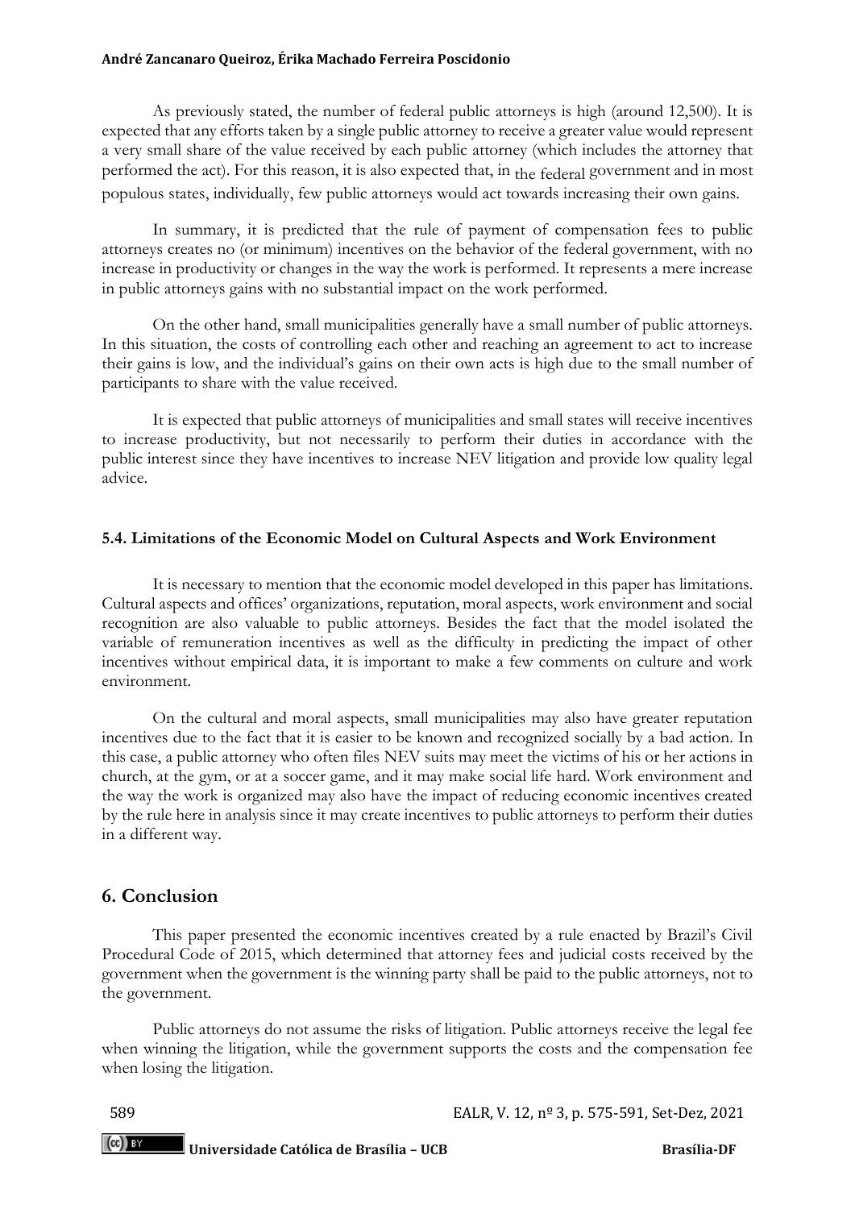As previously stated, the number of federal public attorneys is high (around 12,500). It is expected that any efforts taken by a single public attorney to receive a greater value would represent a very small share of the value received by each public attorney (which includes the attorney that performed the act). For this reason, it is also expected that, in the federal government and in most populous states, individually, few public attorneys would act towards increasing their own gains.

In summary, it is predicted that the rule of payment of compensation fees to public attorneys creates no (or minimum) incentives on the behavior of the federal government, with no increase in productivity or changes in the way the work is performed. It represents a mere increase in public attorneys gains with no substantial impact on the work performed.

On the other hand, small municipalities generally have a small number of public attorneys. In this situation, the costs of controlling each other and reaching an agreement to act to increase their gains is low, and the individual's gains on their own acts is high due to the small number of participants to share with the value received.

It is expected that public attorneys of municipalities and small states will receive incentives to increase productivity, but not necessarily to perform their duties in accordance with the public interest since they have incentives to increase NEV litigation and provide low quality legal advice.

### 5.4. Limitations of the Economic Model on Cultural Aspects and Work Environment

It is necessary to mention that the economic model developed in this paper has limitations. Cultural aspects and offices' organizations, reputation, moral aspects, work environment and social recognition are also valuable to public attorneys. Besides the fact that the model isolated the variable of remuneration incentives as well as the difficulty in predicting the impact of other incentives without empirical data, it is important to make a few comments on culture and work environment.

On the cultural and moral aspects, small municipalities may also have greater reputation incentives due to the fact that it is easier to be known and recognized socially by a bad action. In this case, a public attorney who often files NEV suits may meet the victims of his or her actions in church, at the gym, or at a soccer game, and it may make social life hard. Work environment and the way the work is organized may also have the impact of reducing economic incentives created by the rule here in analysis since it may create incentives to public attorneys to perform their duties in a different way.

## 6. Conclusion

This paper presented the economic incentives created by a rule enacted by Brazil's Civil Procedural Code of 2015, which determined that attorney fees and judicial costs received by the government when the government is the winning party shall be paid to the public attorneys, not to the government.

Public attorneys do not assume the risks of litigation. Public attorneys receive the legal fee when winning the litigation, while the government supports the costs and the compensation fee when losing the litigation.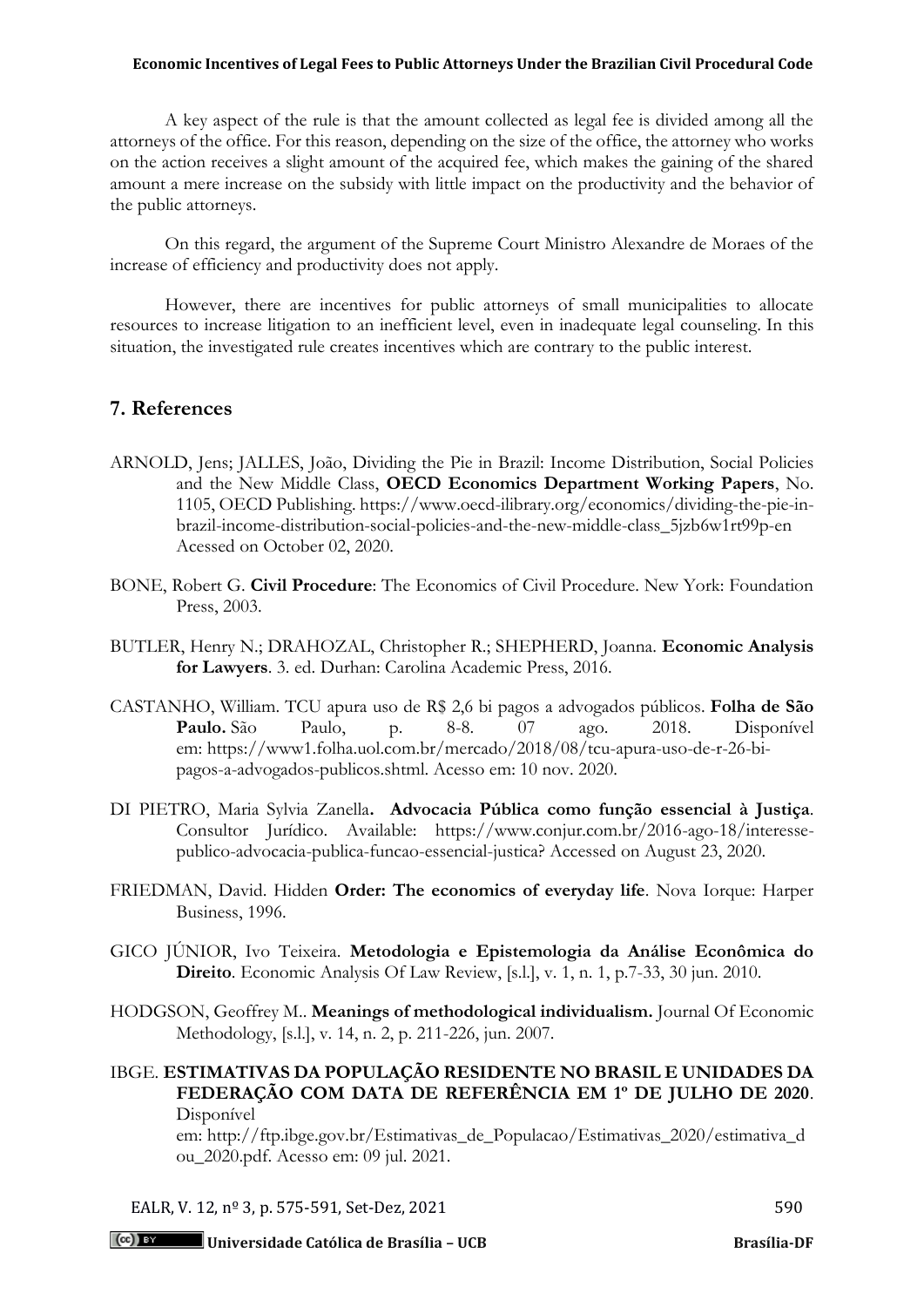A key aspect of the rule is that the amount collected as legal fee is divided among all the attorneys of the office. For this reason, depending on the size of the office, the attorney who works on the action receives a slight amount of the acquired fee, which makes the gaining of the shared amount a mere increase on the subsidy with little impact on the productivity and the behavior of the public attorneys.

On this regard, the argument of the Supreme Court Ministro Alexandre de Moraes of the increase of efficiency and productivity does not apply.

However, there are incentives for public attorneys of small municipalities to allocate resources to increase litigation to an inefficient level, even in inadequate legal counseling. In this situation, the investigated rule creates incentives which are contrary to the public interest.

## 7. References

ARNOLD, Jens; JALLES, João, Dividing the Pie in Brazil: Income Distribution, Social Policies and the New Middle Class, **OECD Economics Department Working Papers**, No. 1105, OECD Publishing. https://www.oecd-ilibrary.org/economics/dividing-the-pie-in-brazil-income-distribution-social-policies-and-the-new-middle-class_5jzb6w1rt99p-en Acessed on October 02, 2020.

BONE, Robert G. **Civil Procedure**: The Economics of Civil Procedure. New York: Foundation Press, 2003.

BUTLER, Henry N.; DRAHOZAL, Christopher R.; SHEPHERD, Joanna. **Economic Analysis for Lawyers**. 3. ed. Durhan: Carolina Academic Press, 2016.

CASTANHO, William. TCU apura uso de R$ 2,6 bi pagos a advogados públicos. **Folha de São Paulo.** São Paulo, p. 8-8. 07 ago. 2018. Disponível em: https://www1.folha.uol.com.br/mercado/2018/08/tcu-apura-uso-de-r-26-bi-pagos-a-advogados-publicos.shtml. Acesso em: 10 nov. 2020.

DI PIETRO, Maria Sylvia Zanella**. Advocacia Pública como função essencial à Justiça**. Consultor Jurídico. Available: https://www.conjur.com.br/2016-ago-18/interesse-publico-advocacia-publica-funcao-essencial-justica? Accessed on August 23, 2020.

FRIEDMAN, David. Hidden **Order: The economics of everyday life**. Nova Iorque: Harper Business, 1996.

GICO JÚNIOR, Ivo Teixeira. **Metodologia e Epistemologia da Análise Econômica do Direito**. Economic Analysis Of Law Review, [s.l.], v. 1, n. 1, p.7-33, 30 jun. 2010.

HODGSON, Geoffrey M.. **Meanings of methodological individualism.** Journal Of Economic Methodology, [s.l.], v. 14, n. 2, p. 211-226, jun. 2007.

IBGE. **ESTIMATIVAS DA POPULAÇÃO RESIDENTE NO BRASIL E UNIDADES DA FEDERAÇÃO COM DATA DE REFERÊNCIA EM 1º DE JULHO DE 2020**. Disponível em: http://ftp.ibge.gov.br/Estimativas_de_Populacao/Estimativas_2020/estimativa_dou_2020.pdf. Acesso em: 09 jul. 2021.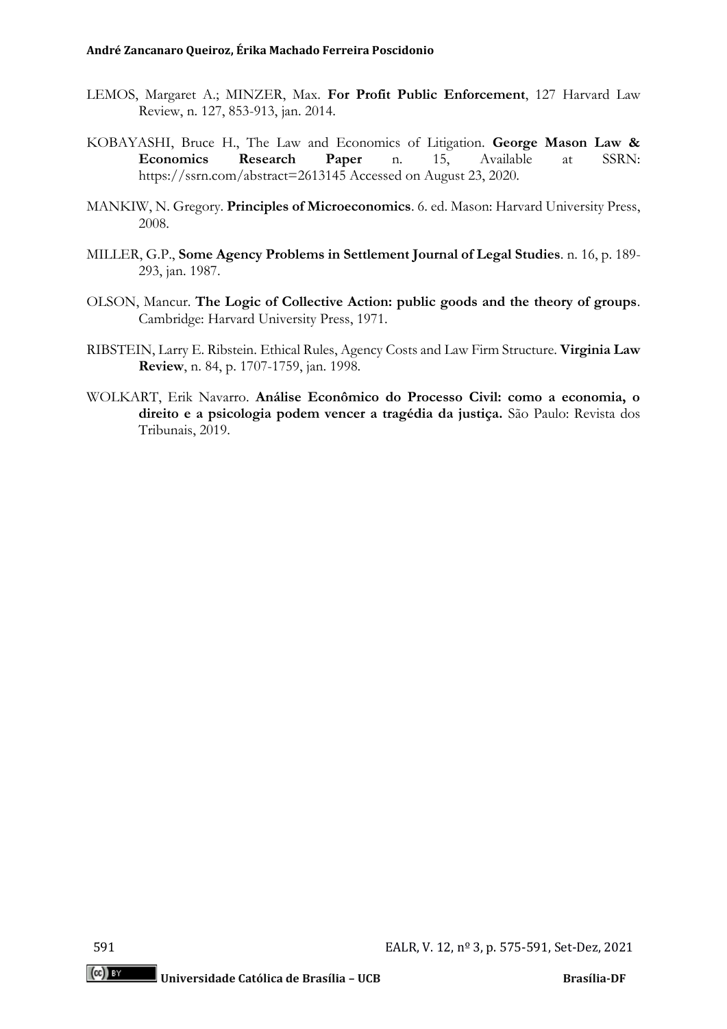LEMOS, Margaret A.; MINZER, Max. **For Profit Public Enforcement**, 127 Harvard Law Review, n. 127, 853-913, jan. 2014.

KOBAYASHI, Bruce H., The Law and Economics of Litigation. **George Mason Law & Economics Research Paper** n. 15, Available at SSRN: https://ssrn.com/abstract=2613145 Accessed on August 23, 2020.

MANKIW, N. Gregory. **Principles of Microeconomics**. 6. ed. Mason: Harvard University Press, 2008.

MILLER, G.P., **Some Agency Problems in Settlement Journal of Legal Studies**. n. 16, p. 189-293, jan. 1987.

OLSON, Mancur. **The Logic of Collective Action: public goods and the theory of groups**. Cambridge: Harvard University Press, 1971.

RIBSTEIN, Larry E. Ribstein. Ethical Rules, Agency Costs and Law Firm Structure. **Virginia Law Review**, n. 84, p. 1707-1759, jan. 1998.

WOLKART, Erik Navarro. **Análise Econômico do Processo Civil: como a economia, o direito e a psicologia podem vencer a tragédia da justiça.** São Paulo: Revista dos Tribunais, 2019.